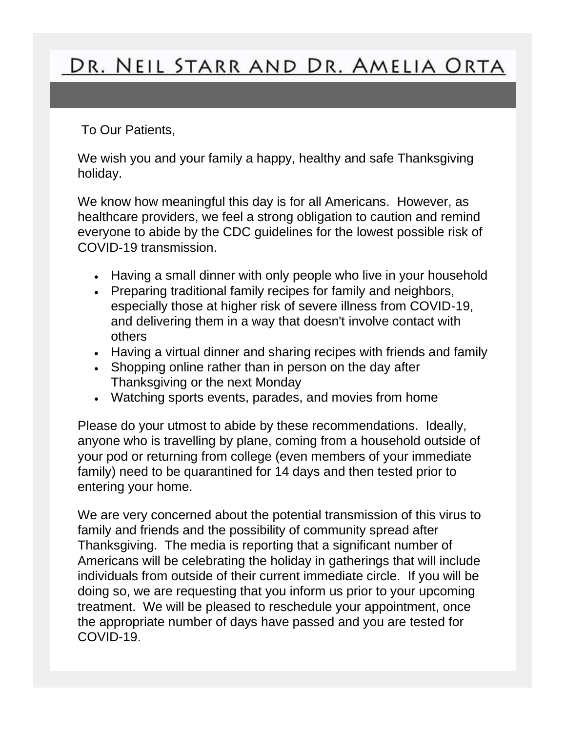# Dr. Neil Starr and Dr. Amelia Orta

To Our Patients,

We wish you and your family a happy, healthy and safe Thanksgiving holiday.

We know how meaningful this day is for all Americans. However, as healthcare providers, we feel a strong obligation to caution and remind everyone to abide by the CDC guidelines for the lowest possible risk of COVID-19 transmission.

- Having a small dinner with only people who live in your household
- Preparing traditional family recipes for family and neighbors, especially those at higher risk of severe illness from COVID-19, and delivering them in a way that doesn't involve contact with others
- Having a virtual dinner and sharing recipes with friends and family
- Shopping online rather than in person on the day after Thanksgiving or the next Monday
- Watching sports events, parades, and movies from home

Please do your utmost to abide by these recommendations. Ideally, anyone who is travelling by plane, coming from a household outside of your pod or returning from college (even members of your immediate family) need to be quarantined for 14 days and then tested prior to entering your home.

We are very concerned about the potential transmission of this virus to family and friends and the possibility of community spread after Thanksgiving. The media is reporting that a significant number of Americans will be celebrating the holiday in gatherings that will include individuals from outside of their current immediate circle. If you will be doing so, we are requesting that you inform us prior to your upcoming treatment. We will be pleased to reschedule your appointment, once the appropriate number of days have passed and you are tested for COVID-19.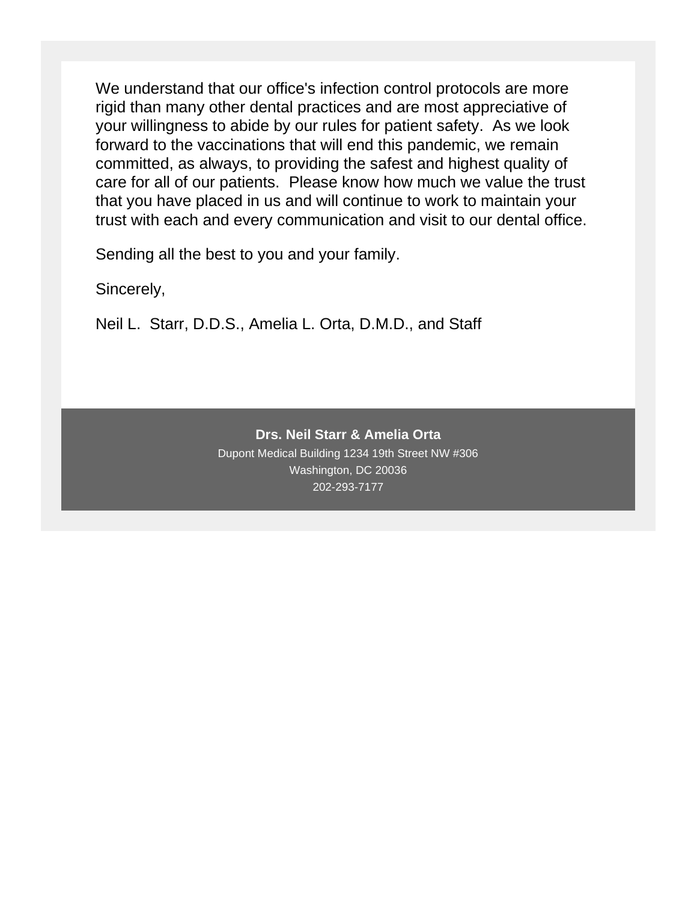We understand that our office's infection control protocols are more rigid than many other dental practices and are most appreciative of your willingness to abide by our rules for patient safety. As we look forward to the vaccinations that will end this pandemic, we remain committed, as always, to providing the safest and highest quality of care for all of our patients. Please know how much we value the trust that you have placed in us and will continue to work to maintain your trust with each and every communication and visit to our dental office.

Sending all the best to you and your family.

Sincerely,

Neil L. Starr, D.D.S., Amelia L. Orta, D.M.D., and Staff

**Drs. Neil Starr & Amelia Orta**

Dupont Medical Building 1234 19th Street NW #306

Washington, DC 20036

202-293-7177